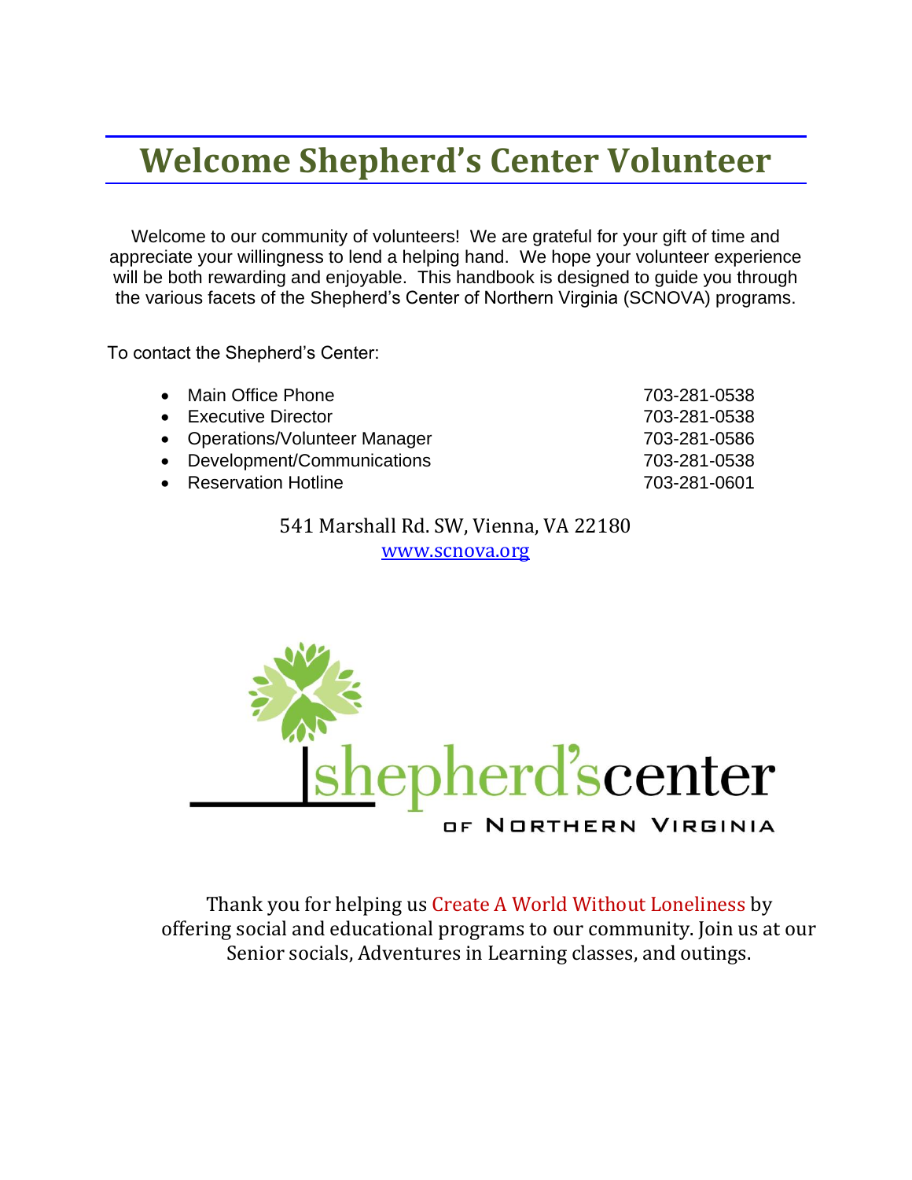# Welcome Shepherd's Center Volunteer

Welcome to our community of volunteers! We are grateful for your gift of time and appreciate your willingness to lend a helping hand. We hope your volunteer experience will be both rewarding and enjoyable. This handbook is designed to guide you through the various facets of the Shepherd's Center of Northern Virginia (SCNOVA) programs.

To contact the Shepherd's Center:

- Main Office Phone 703-281-0538
- Executive Director 703-281-0538
- Operations/Volunteer Manager 703-281-0586
- Development/Communications 703-281-0538
- Reservation Hotline 703-281-0601

541 Marshall Rd. SW, Vienna, VA 22180
www.scnova.org

shepherd's center OF NORTHERN VIRGINIA

Thank you for helping us Create A World Without Loneliness by offering social and educational programs to our community. Join us at our Senior socials, Adventures in Learning classes, and outings.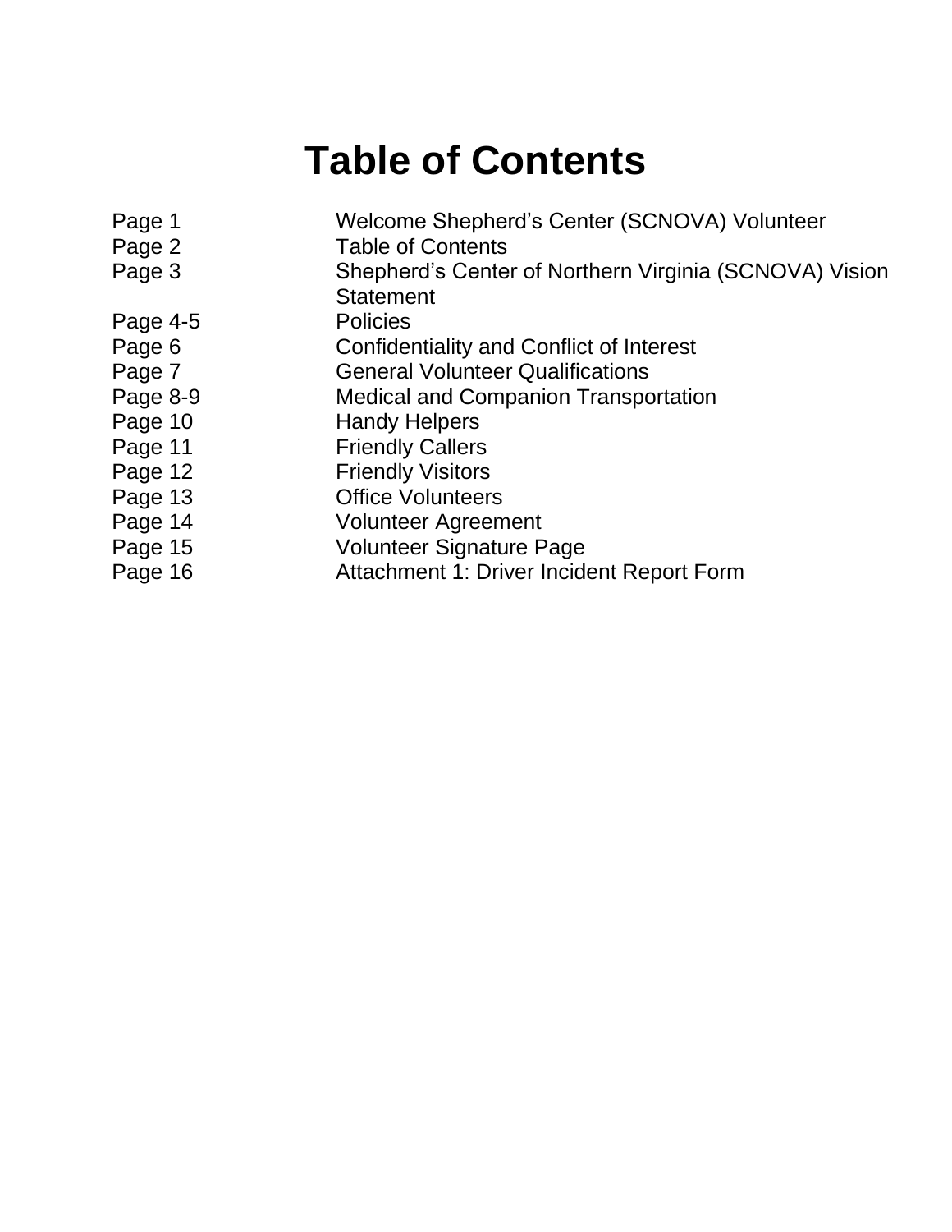# Table of Contents

| | |
|---|---|
| Page 1 | Welcome Shepherd's Center (SCNOVA) Volunteer |
| Page 2 | Table of Contents |
| Page 3 | Shepherd's Center of Northern Virginia (SCNOVA) Vision Statement |
| Page 4-5 | Policies |
| Page 6 | Confidentiality and Conflict of Interest |
| Page 7 | General Volunteer Qualifications |
| Page 8-9 | Medical and Companion Transportation |
| Page 10 | Handy Helpers |
| Page 11 | Friendly Callers |
| Page 12 | Friendly Visitors |
| Page 13 | Office Volunteers |
| Page 14 | Volunteer Agreement |
| Page 15 | Volunteer Signature Page |
| Page 16 | Attachment 1: Driver Incident Report Form |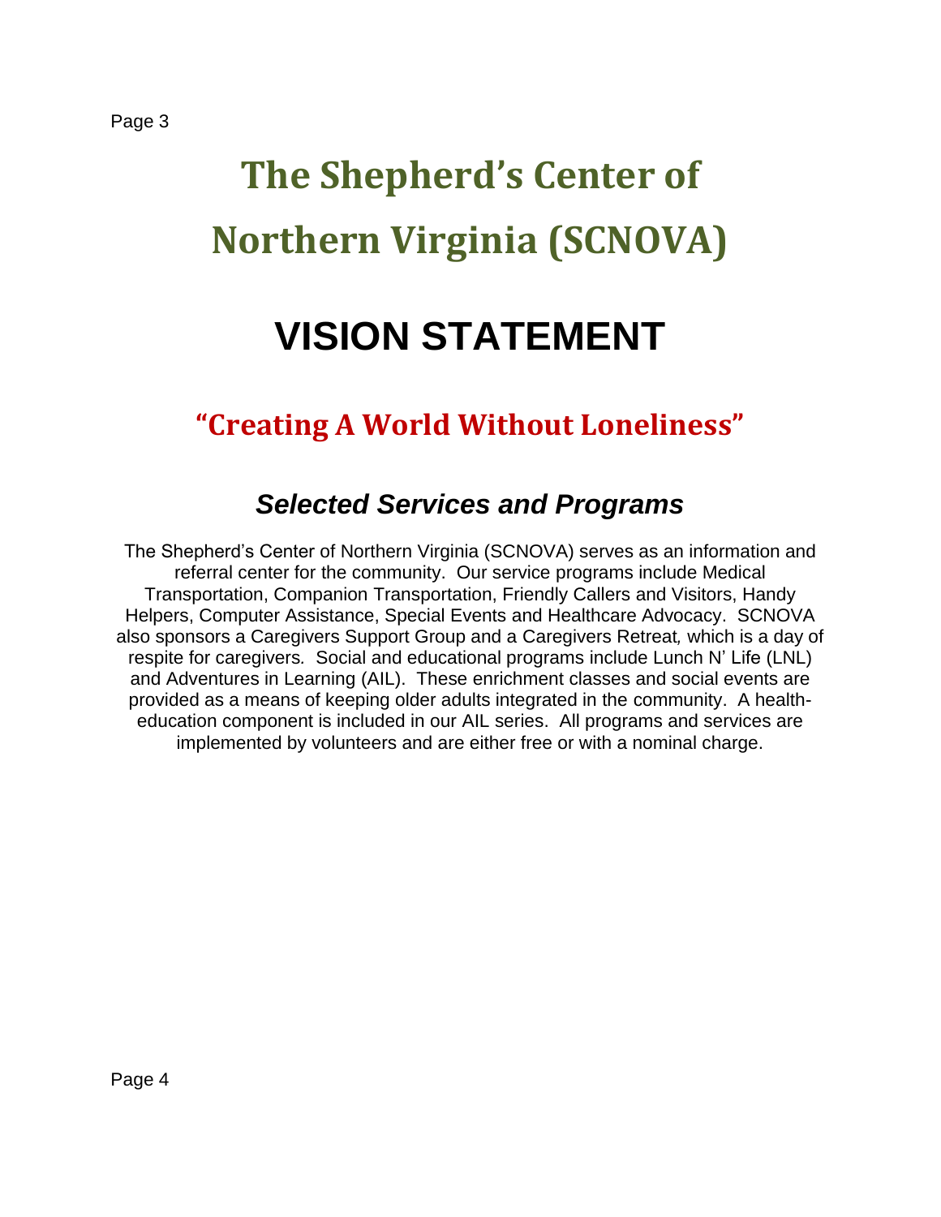# The Shepherd's Center of Northern Virginia (SCNOVA)

# VISION STATEMENT

## "Creating A World Without Loneliness"

### *Selected Services and Programs*

The Shepherd's Center of Northern Virginia (SCNOVA) serves as an information and referral center for the community. Our service programs include Medical Transportation, Companion Transportation, Friendly Callers and Visitors, Handy Helpers, Computer Assistance, Special Events and Healthcare Advocacy. SCNOVA also sponsors a Caregivers Support Group and a Caregivers Retreat, which is a day of respite for caregivers. Social and educational programs include Lunch N' Life (LNL) and Adventures in Learning (AIL). These enrichment classes and social events are provided as a means of keeping older adults integrated in the community. A health-education component is included in our AIL series. All programs and services are implemented by volunteers and are either free or with a nominal charge.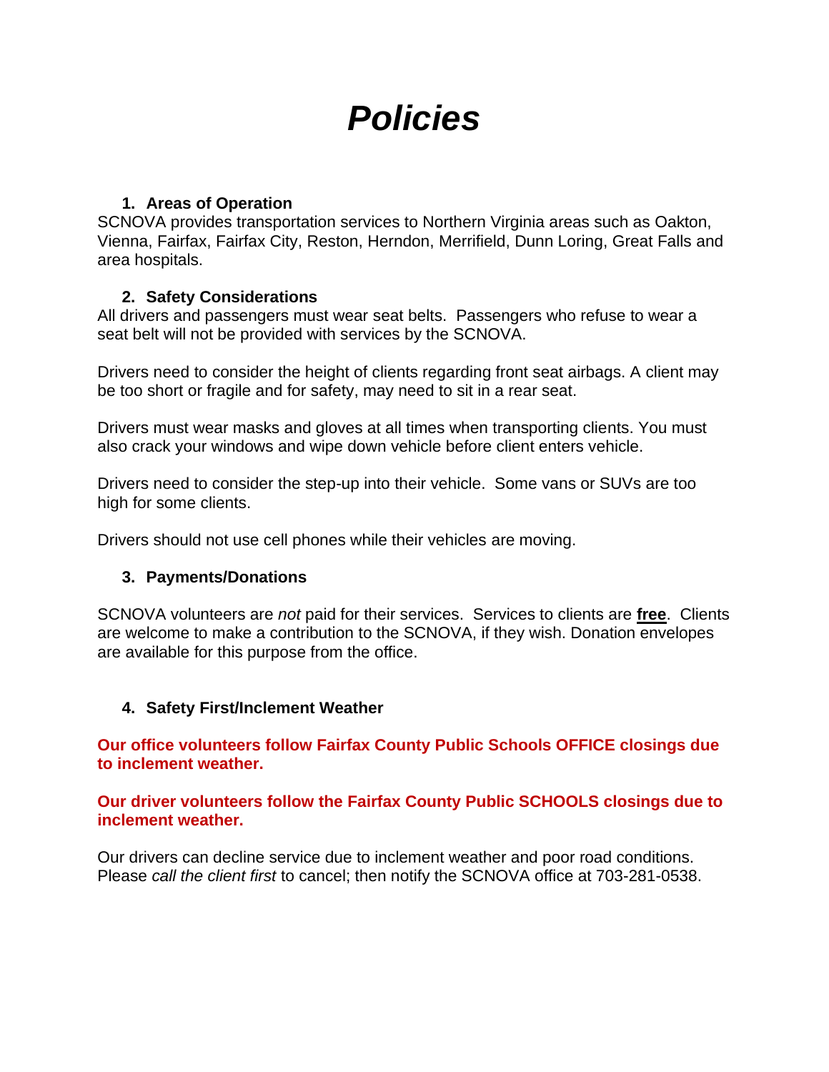# ***Policies***

### 1. Areas of Operation

SCNOVA provides transportation services to Northern Virginia areas such as Oakton, Vienna, Fairfax, Fairfax City, Reston, Herndon, Merrifield, Dunn Loring, Great Falls and area hospitals.

### 2. Safety Considerations

All drivers and passengers must wear seat belts. Passengers who refuse to wear a seat belt will not be provided with services by the SCNOVA.

Drivers need to consider the height of clients regarding front seat airbags. A client may be too short or fragile and for safety, may need to sit in a rear seat.

Drivers must wear masks and gloves at all times when transporting clients. You must also crack your windows and wipe down vehicle before client enters vehicle.

Drivers need to consider the step-up into their vehicle. Some vans or SUVs are too high for some clients.

Drivers should not use cell phones while their vehicles are moving.

### 3. Payments/Donations

SCNOVA volunteers are *not* paid for their services. Services to clients are **free**. Clients are welcome to make a contribution to the SCNOVA, if they wish. Donation envelopes are available for this purpose from the office.

### 4. Safety First/Inclement Weather

**Our office volunteers follow Fairfax County Public Schools OFFICE closings due to inclement weather.**

**Our driver volunteers follow the Fairfax County Public SCHOOLS closings due to inclement weather.**

Our drivers can decline service due to inclement weather and poor road conditions. Please *call the client first* to cancel; then notify the SCNOVA office at 703-281-0538.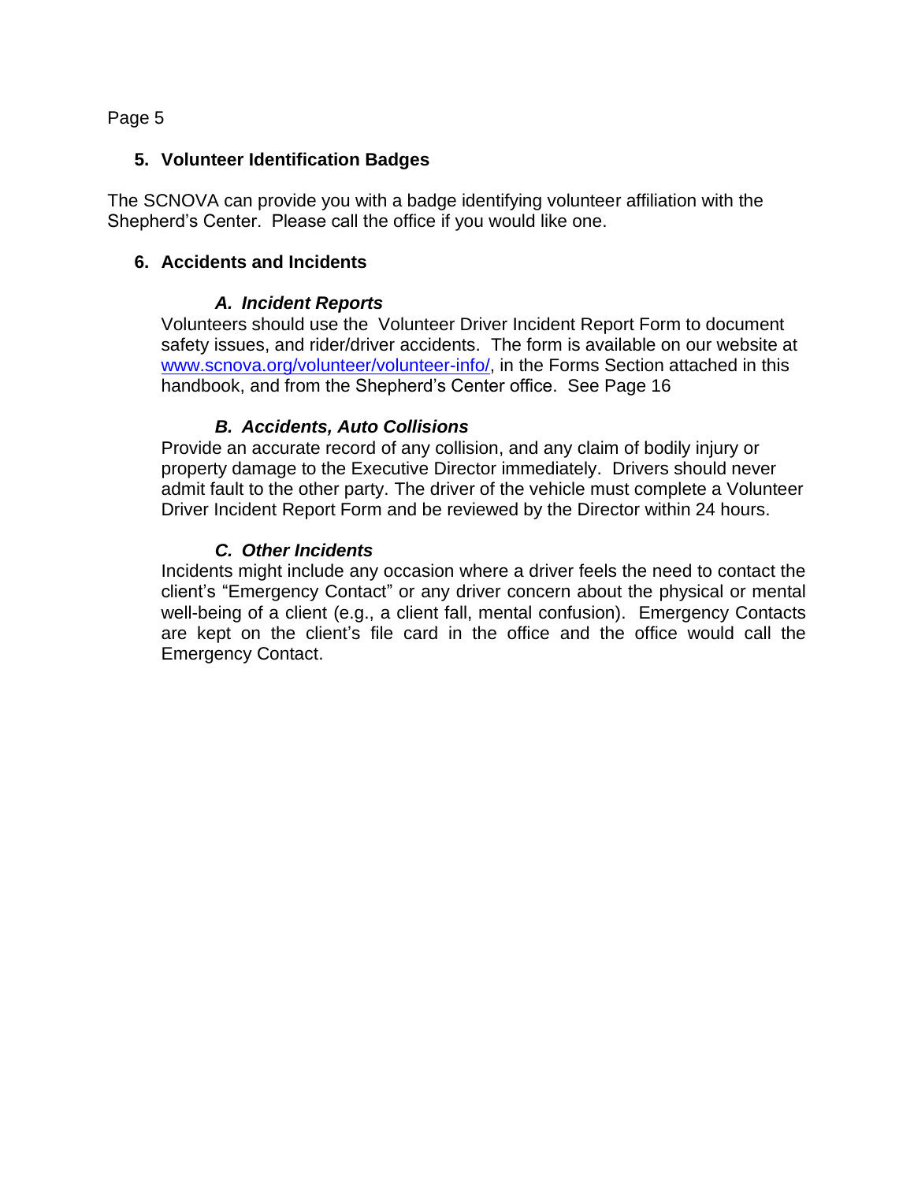## 5. Volunteer Identification Badges

The SCNOVA can provide you with a badge identifying volunteer affiliation with the Shepherd's Center. Please call the office if you would like one.

## 6. Accidents and Incidents

### *A. Incident Reports*

Volunteers should use the Volunteer Driver Incident Report Form to document safety issues, and rider/driver accidents. The form is available on our website at [www.scnova.org/volunteer/volunteer-info/](http://www.scnova.org/volunteer/volunteer-info/), in the Forms Section attached in this handbook, and from the Shepherd's Center office. See Page 16

### *B. Accidents, Auto Collisions*

Provide an accurate record of any collision, and any claim of bodily injury or property damage to the Executive Director immediately. Drivers should never admit fault to the other party. The driver of the vehicle must complete a Volunteer Driver Incident Report Form and be reviewed by the Director within 24 hours.

### *C. Other Incidents*

Incidents might include any occasion where a driver feels the need to contact the client's "Emergency Contact" or any driver concern about the physical or mental well-being of a client (e.g., a client fall, mental confusion). Emergency Contacts are kept on the client's file card in the office and the office would call the Emergency Contact.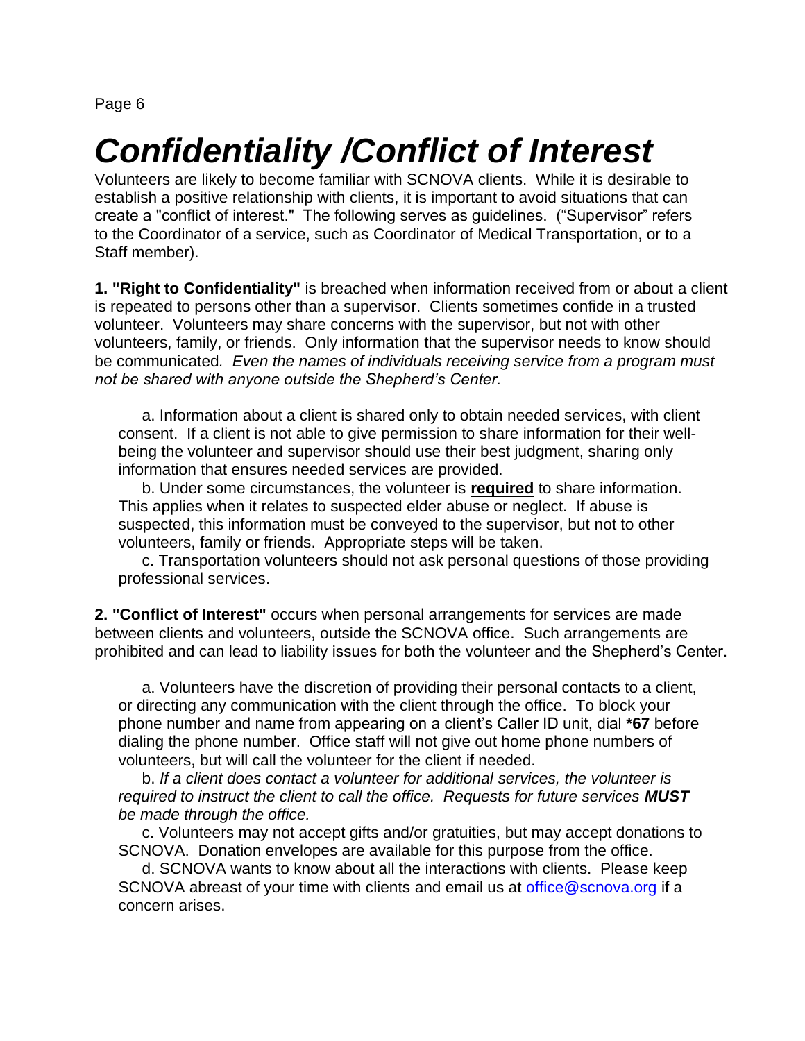# *Confidentiality /Conflict of Interest*

Volunteers are likely to become familiar with SCNOVA clients. While it is desirable to establish a positive relationship with clients, it is important to avoid situations that can create a "conflict of interest." The following serves as guidelines. ("Supervisor" refers to the Coordinator of a service, such as Coordinator of Medical Transportation, or to a Staff member).

**1. "Right to Confidentiality"** is breached when information received from or about a client is repeated to persons other than a supervisor. Clients sometimes confide in a trusted volunteer. Volunteers may share concerns with the supervisor, but not with other volunteers, family, or friends. Only information that the supervisor needs to know should be communicated. *Even the names of individuals receiving service from a program must not be shared with anyone outside the Shepherd's Center.*

a. Information about a client is shared only to obtain needed services, with client consent. If a client is not able to give permission to share information for their well-being the volunteer and supervisor should use their best judgment, sharing only information that ensures needed services are provided.

b. Under some circumstances, the volunteer is **required** to share information. This applies when it relates to suspected elder abuse or neglect. If abuse is suspected, this information must be conveyed to the supervisor, but not to other volunteers, family or friends. Appropriate steps will be taken.

c. Transportation volunteers should not ask personal questions of those providing professional services.

**2. "Conflict of Interest"** occurs when personal arrangements for services are made between clients and volunteers, outside the SCNOVA office. Such arrangements are prohibited and can lead to liability issues for both the volunteer and the Shepherd's Center.

a. Volunteers have the discretion of providing their personal contacts to a client, or directing any communication with the client through the office. To block your phone number and name from appearing on a client's Caller ID unit, dial **\*67** before dialing the phone number. Office staff will not give out home phone numbers of volunteers, but will call the volunteer for the client if needed.

b. *If a client does contact a volunteer for additional services, the volunteer is required to instruct the client to call the office. Requests for future services **MUST** be made through the office.*

c. Volunteers may not accept gifts and/or gratuities, but may accept donations to SCNOVA. Donation envelopes are available for this purpose from the office.

d. SCNOVA wants to know about all the interactions with clients. Please keep SCNOVA abreast of your time with clients and email us at office@scnova.org if a concern arises.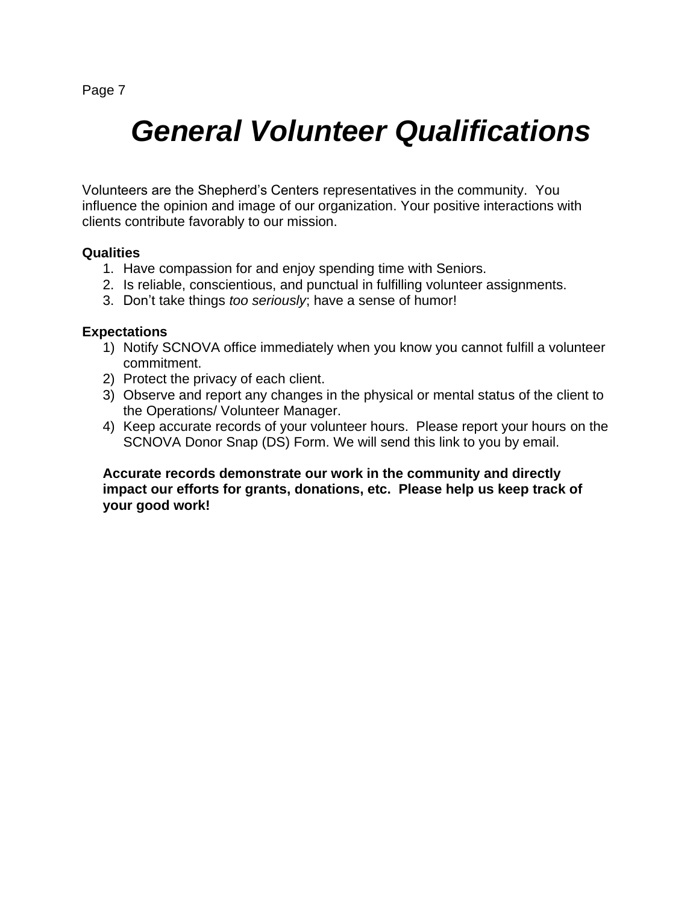# General Volunteer Qualifications

Volunteers are the Shepherd's Centers representatives in the community. You influence the opinion and image of our organization. Your positive interactions with clients contribute favorably to our mission.

**Qualities**

1. Have compassion for and enjoy spending time with Seniors.
2. Is reliable, conscientious, and punctual in fulfilling volunteer assignments.
3. Don't take things *too seriously*; have a sense of humor!

**Expectations**

1) Notify SCNOVA office immediately when you know you cannot fulfill a volunteer commitment.
2) Protect the privacy of each client.
3) Observe and report any changes in the physical or mental status of the client to the Operations/ Volunteer Manager.
4) Keep accurate records of your volunteer hours. Please report your hours on the SCNOVA Donor Snap (DS) Form. We will send this link to you by email.

**Accurate records demonstrate our work in the community and directly impact our efforts for grants, donations, etc. Please help us keep track of your good work!**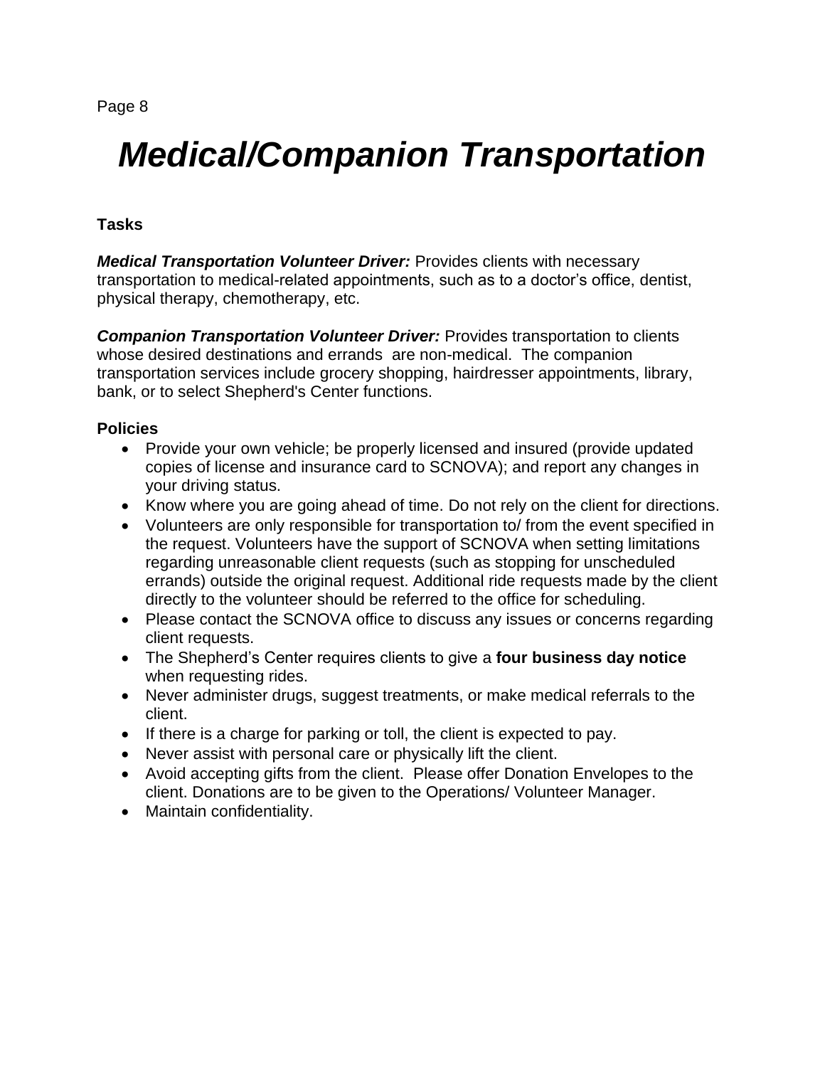# *Medical/Companion Transportation*

**Tasks**

***Medical Transportation Volunteer Driver:*** Provides clients with necessary transportation to medical-related appointments, such as to a doctor's office, dentist, physical therapy, chemotherapy, etc.

***Companion Transportation Volunteer Driver:*** Provides transportation to clients whose desired destinations and errands are non-medical. The companion transportation services include grocery shopping, hairdresser appointments, library, bank, or to select Shepherd's Center functions.

**Policies**

- Provide your own vehicle; be properly licensed and insured (provide updated copies of license and insurance card to SCNOVA); and report any changes in your driving status.
- Know where you are going ahead of time. Do not rely on the client for directions.
- Volunteers are only responsible for transportation to/ from the event specified in the request. Volunteers have the support of SCNOVA when setting limitations regarding unreasonable client requests (such as stopping for unscheduled errands) outside the original request. Additional ride requests made by the client directly to the volunteer should be referred to the office for scheduling.
- Please contact the SCNOVA office to discuss any issues or concerns regarding client requests.
- The Shepherd's Center requires clients to give a **four business day notice** when requesting rides.
- Never administer drugs, suggest treatments, or make medical referrals to the client.
- If there is a charge for parking or toll, the client is expected to pay.
- Never assist with personal care or physically lift the client.
- Avoid accepting gifts from the client. Please offer Donation Envelopes to the client. Donations are to be given to the Operations/ Volunteer Manager.
- Maintain confidentiality.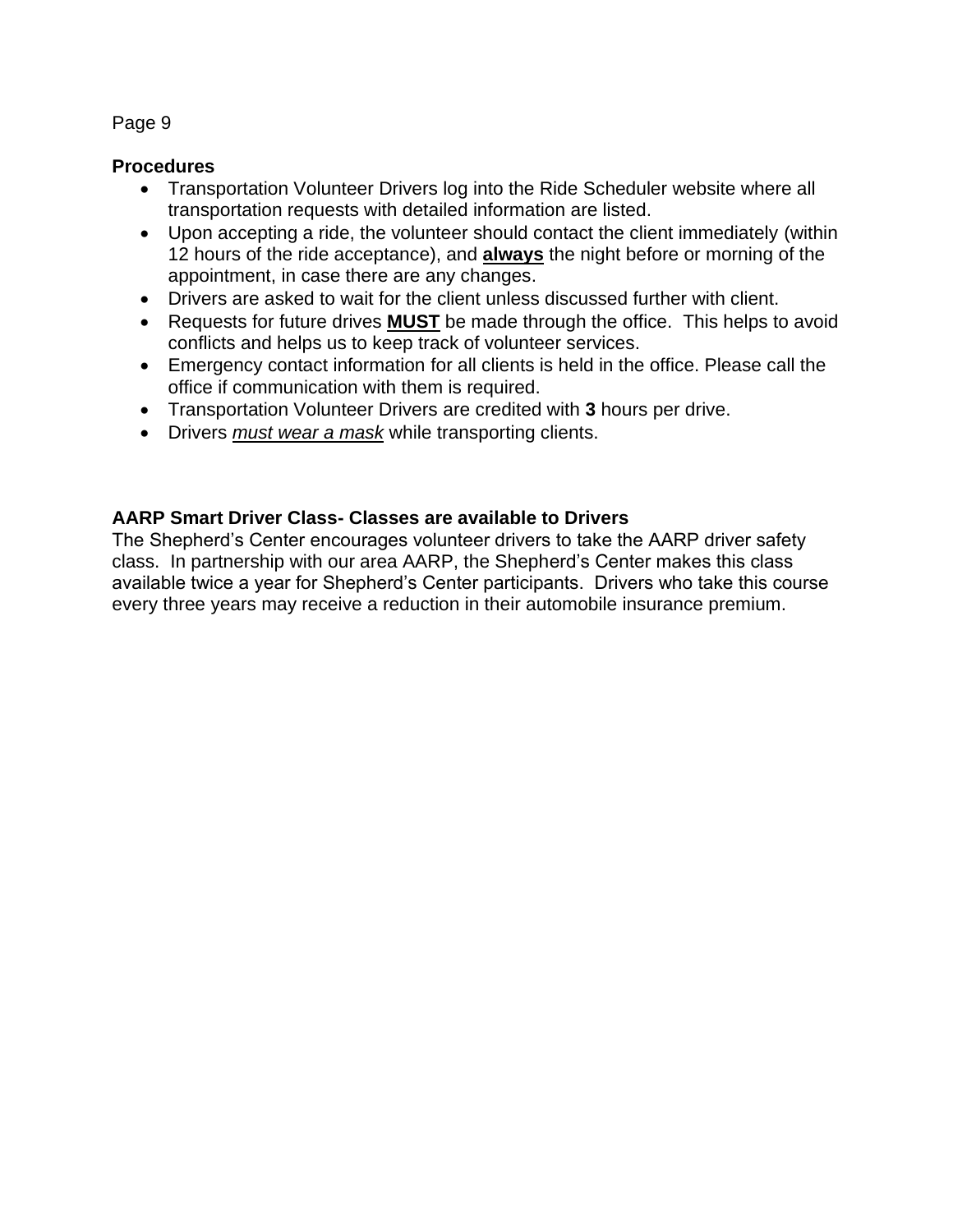## Procedures

- Transportation Volunteer Drivers log into the Ride Scheduler website where all transportation requests with detailed information are listed.
- Upon accepting a ride, the volunteer should contact the client immediately (within 12 hours of the ride acceptance), and **always** the night before or morning of the appointment, in case there are any changes.
- Drivers are asked to wait for the client unless discussed further with client.
- Requests for future drives **MUST** be made through the office. This helps to avoid conflicts and helps us to keep track of volunteer services.
- Emergency contact information for all clients is held in the office. Please call the office if communication with them is required.
- Transportation Volunteer Drivers are credited with **3** hours per drive.
- Drivers *must wear a mask* while transporting clients.

## AARP Smart Driver Class- Classes are available to Drivers

The Shepherd's Center encourages volunteer drivers to take the AARP driver safety class. In partnership with our area AARP, the Shepherd's Center makes this class available twice a year for Shepherd's Center participants. Drivers who take this course every three years may receive a reduction in their automobile insurance premium.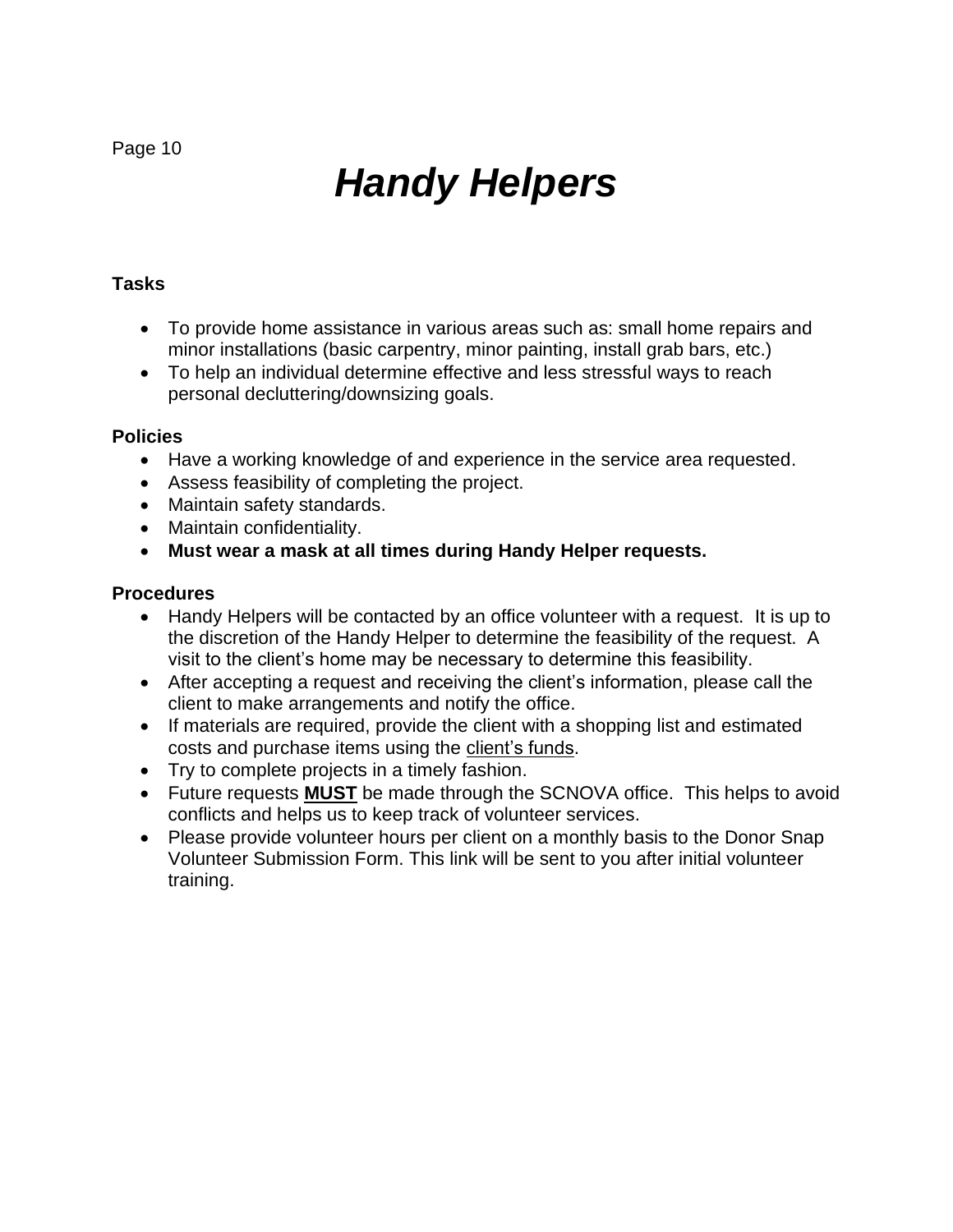# *Handy Helpers*

**Tasks**

- To provide home assistance in various areas such as: small home repairs and minor installations (basic carpentry, minor painting, install grab bars, etc.)
- To help an individual determine effective and less stressful ways to reach personal decluttering/downsizing goals.

**Policies**

- Have a working knowledge of and experience in the service area requested.
- Assess feasibility of completing the project.
- Maintain safety standards.
- Maintain confidentiality.
- **Must wear a mask at all times during Handy Helper requests.**

**Procedures**

- Handy Helpers will be contacted by an office volunteer with a request. It is up to the discretion of the Handy Helper to determine the feasibility of the request. A visit to the client's home may be necessary to determine this feasibility.
- After accepting a request and receiving the client's information, please call the client to make arrangements and notify the office.
- If materials are required, provide the client with a shopping list and estimated costs and purchase items using the <u>client's funds</u>.
- Try to complete projects in a timely fashion.
- Future requests **<u>MUST</u>** be made through the SCNOVA office. This helps to avoid conflicts and helps us to keep track of volunteer services.
- Please provide volunteer hours per client on a monthly basis to the Donor Snap Volunteer Submission Form. This link will be sent to you after initial volunteer training.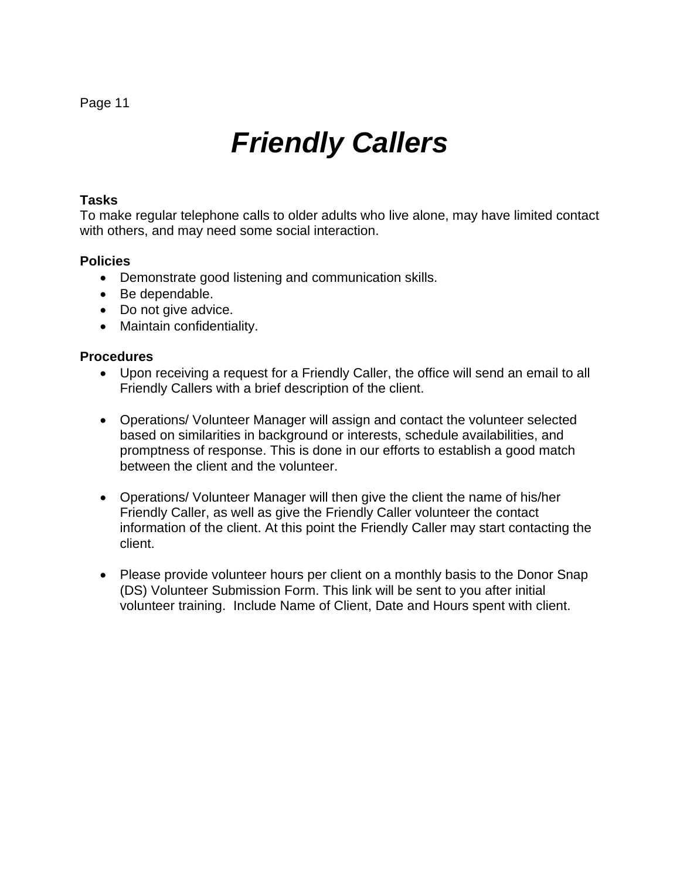# ***Friendly Callers***

**Tasks**
To make regular telephone calls to older adults who live alone, may have limited contact with others, and may need some social interaction.

**Policies**

- Demonstrate good listening and communication skills.
- Be dependable.
- Do not give advice.
- Maintain confidentiality.

**Procedures**

- Upon receiving a request for a Friendly Caller, the office will send an email to all Friendly Callers with a brief description of the client.

- Operations/ Volunteer Manager will assign and contact the volunteer selected based on similarities in background or interests, schedule availabilities, and promptness of response. This is done in our efforts to establish a good match between the client and the volunteer.

- Operations/ Volunteer Manager will then give the client the name of his/her Friendly Caller, as well as give the Friendly Caller volunteer the contact information of the client. At this point the Friendly Caller may start contacting the client.

- Please provide volunteer hours per client on a monthly basis to the Donor Snap (DS) Volunteer Submission Form. This link will be sent to you after initial volunteer training. Include Name of Client, Date and Hours spent with client.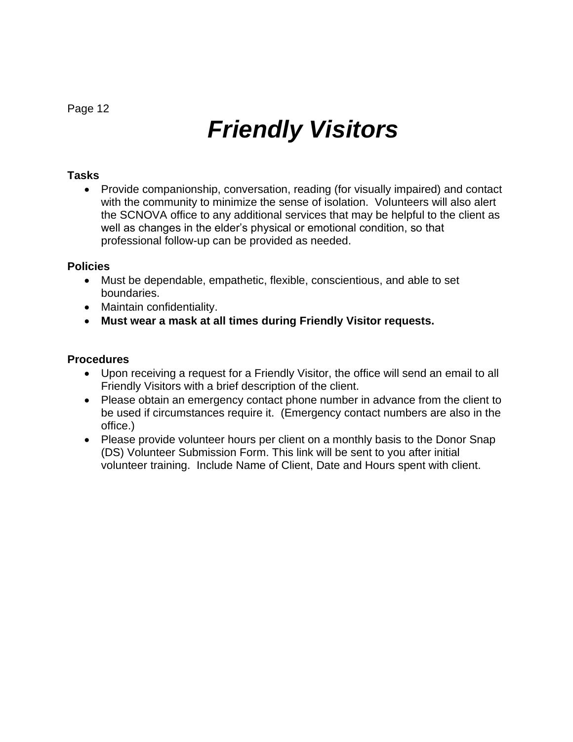# *Friendly Visitors*

**Tasks**

- Provide companionship, conversation, reading (for visually impaired) and contact with the community to minimize the sense of isolation. Volunteers will also alert the SCNOVA office to any additional services that may be helpful to the client as well as changes in the elder's physical or emotional condition, so that professional follow-up can be provided as needed.

**Policies**

- Must be dependable, empathetic, flexible, conscientious, and able to set boundaries.
- Maintain confidentiality.
- **Must wear a mask at all times during Friendly Visitor requests.**

**Procedures**

- Upon receiving a request for a Friendly Visitor, the office will send an email to all Friendly Visitors with a brief description of the client.
- Please obtain an emergency contact phone number in advance from the client to be used if circumstances require it. (Emergency contact numbers are also in the office.)
- Please provide volunteer hours per client on a monthly basis to the Donor Snap (DS) Volunteer Submission Form. This link will be sent to you after initial volunteer training. Include Name of Client, Date and Hours spent with client.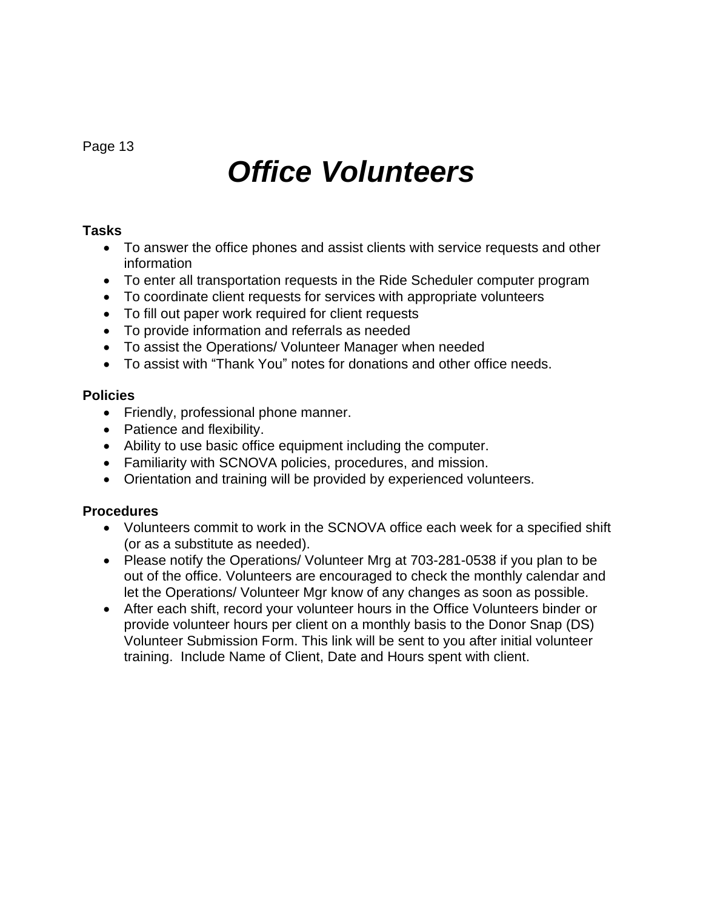# *Office Volunteers*

**Tasks**

- To answer the office phones and assist clients with service requests and other information
- To enter all transportation requests in the Ride Scheduler computer program
- To coordinate client requests for services with appropriate volunteers
- To fill out paper work required for client requests
- To provide information and referrals as needed
- To assist the Operations/ Volunteer Manager when needed
- To assist with "Thank You" notes for donations and other office needs.

**Policies**

- Friendly, professional phone manner.
- Patience and flexibility.
- Ability to use basic office equipment including the computer.
- Familiarity with SCNOVA policies, procedures, and mission.
- Orientation and training will be provided by experienced volunteers.

**Procedures**

- Volunteers commit to work in the SCNOVA office each week for a specified shift (or as a substitute as needed).
- Please notify the Operations/ Volunteer Mrg at 703-281-0538 if you plan to be out of the office. Volunteers are encouraged to check the monthly calendar and let the Operations/ Volunteer Mgr know of any changes as soon as possible.
- After each shift, record your volunteer hours in the Office Volunteers binder or provide volunteer hours per client on a monthly basis to the Donor Snap (DS) Volunteer Submission Form. This link will be sent to you after initial volunteer training. Include Name of Client, Date and Hours spent with client.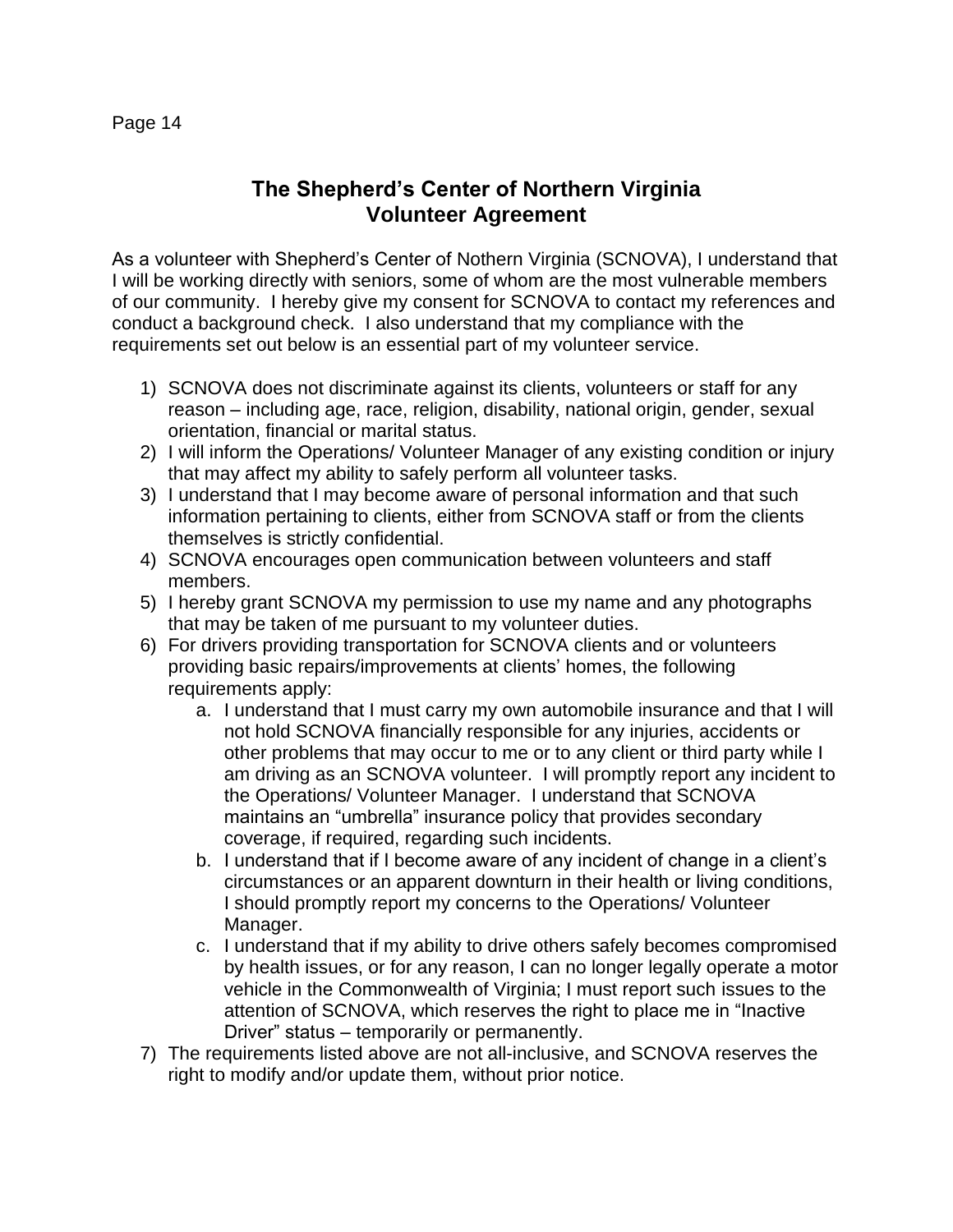# The Shepherd's Center of Northern Virginia
# Volunteer Agreement

As a volunteer with Shepherd's Center of Nothern Virginia (SCNOVA), I understand that I will be working directly with seniors, some of whom are the most vulnerable members of our community. I hereby give my consent for SCNOVA to contact my references and conduct a background check. I also understand that my compliance with the requirements set out below is an essential part of my volunteer service.

1) SCNOVA does not discriminate against its clients, volunteers or staff for any reason – including age, race, religion, disability, national origin, gender, sexual orientation, financial or marital status.
2) I will inform the Operations/ Volunteer Manager of any existing condition or injury that may affect my ability to safely perform all volunteer tasks.
3) I understand that I may become aware of personal information and that such information pertaining to clients, either from SCNOVA staff or from the clients themselves is strictly confidential.
4) SCNOVA encourages open communication between volunteers and staff members.
5) I hereby grant SCNOVA my permission to use my name and any photographs that may be taken of me pursuant to my volunteer duties.
6) For drivers providing transportation for SCNOVA clients and or volunteers providing basic repairs/improvements at clients' homes, the following requirements apply:
    a. I understand that I must carry my own automobile insurance and that I will not hold SCNOVA financially responsible for any injuries, accidents or other problems that may occur to me or to any client or third party while I am driving as an SCNOVA volunteer. I will promptly report any incident to the Operations/ Volunteer Manager. I understand that SCNOVA maintains an "umbrella" insurance policy that provides secondary coverage, if required, regarding such incidents.
    b. I understand that if I become aware of any incident of change in a client's circumstances or an apparent downturn in their health or living conditions, I should promptly report my concerns to the Operations/ Volunteer Manager.
    c. I understand that if my ability to drive others safely becomes compromised by health issues, or for any reason, I can no longer legally operate a motor vehicle in the Commonwealth of Virginia; I must report such issues to the attention of SCNOVA, which reserves the right to place me in "Inactive Driver" status – temporarily or permanently.
7) The requirements listed above are not all-inclusive, and SCNOVA reserves the right to modify and/or update them, without prior notice.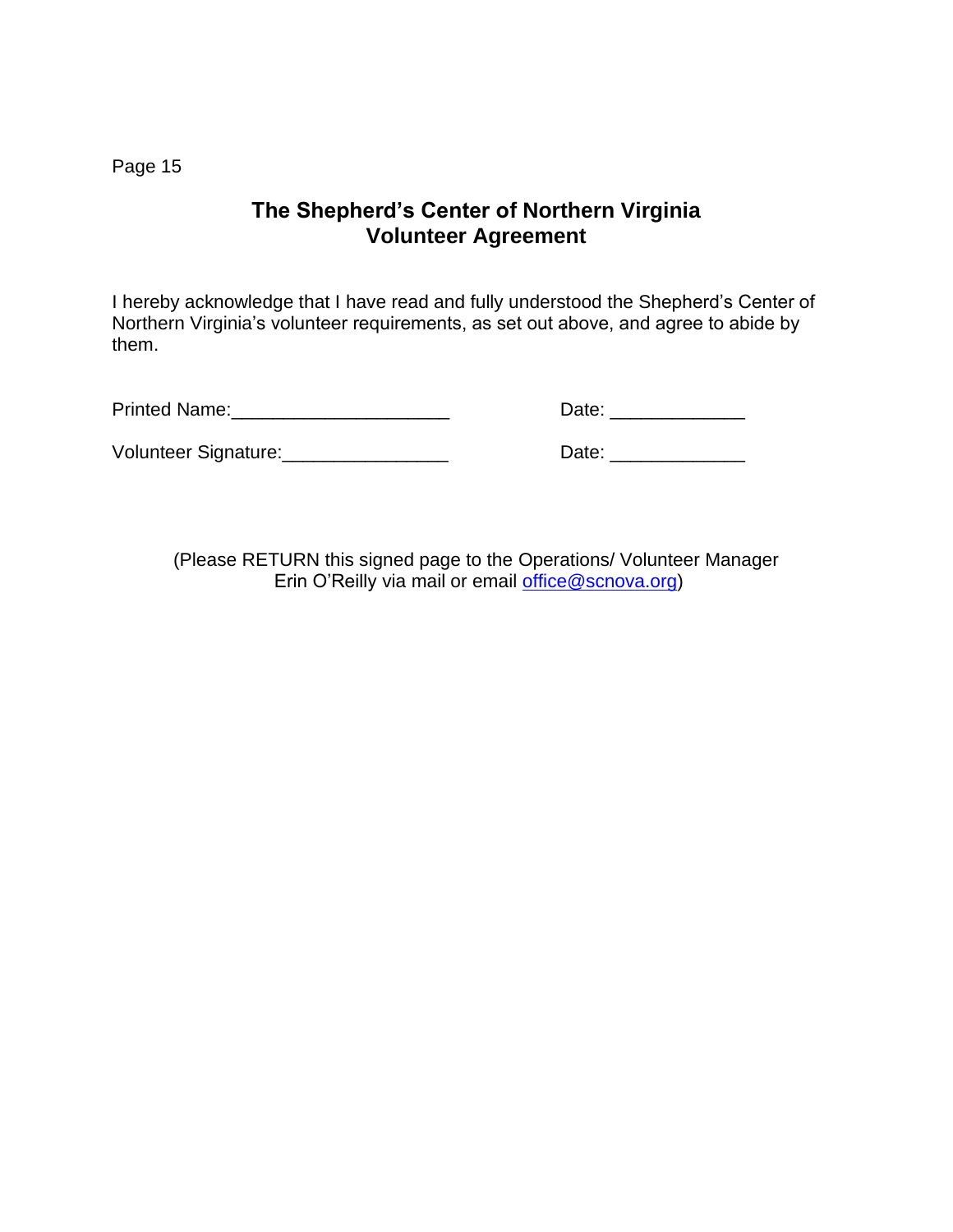# The Shepherd's Center of Northern Virginia
## Volunteer Agreement

I hereby acknowledge that I have read and fully understood the Shepherd's Center of Northern Virginia's volunteer requirements, as set out above, and agree to abide by them.

Printed Name:____________________ Date: _____________

Volunteer Signature:________________ Date: _____________

(Please RETURN this signed page to the Operations/ Volunteer Manager Erin O'Reilly via mail or email office@scnova.org)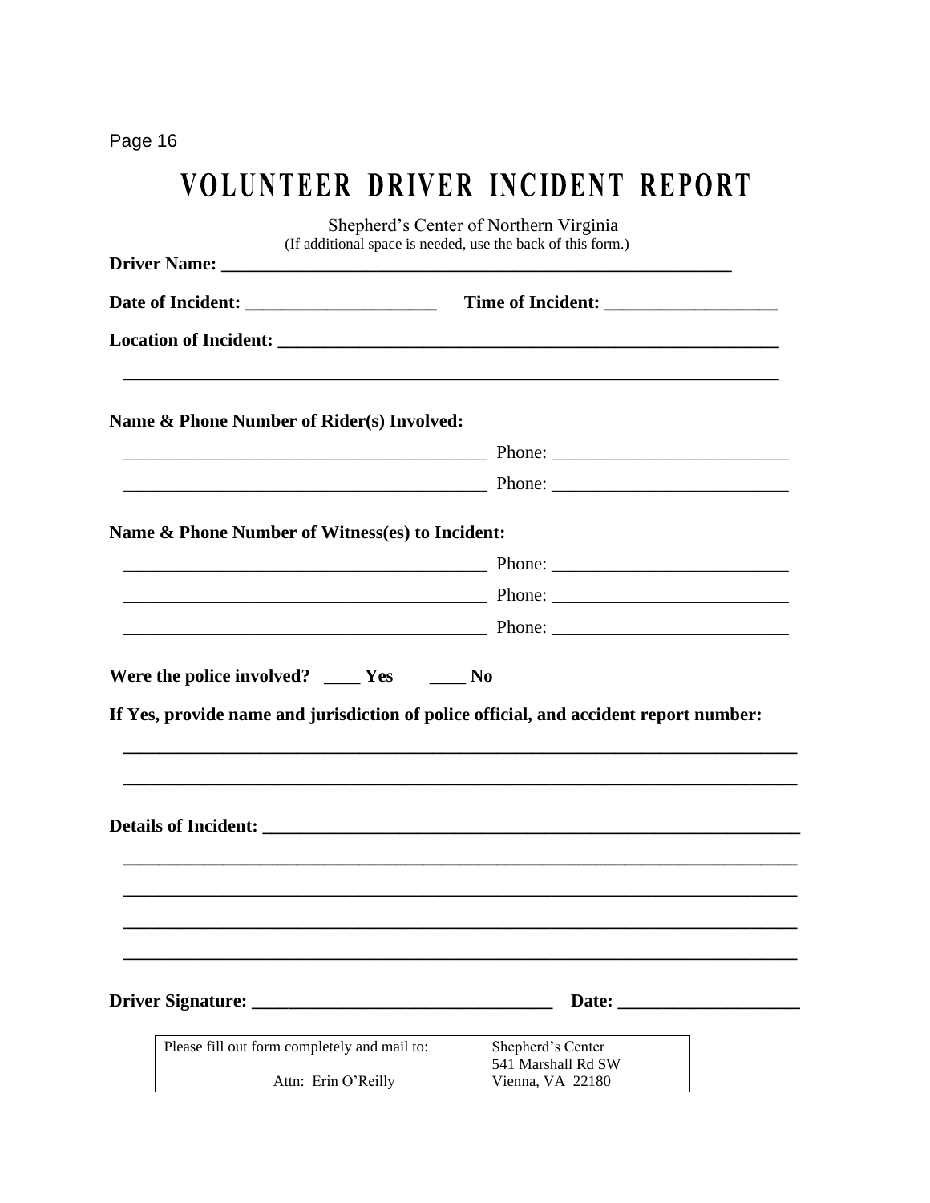# VOLUNTEER DRIVER INCIDENT REPORT

Shepherd's Center of Northern Virginia
(If additional space is needed, use the back of this form.)

**Driver Name:** ______________________________________________________________

**Date of Incident:** _____________________ **Time of Incident:** ___________________

**Location of Incident:** __________________________________________________________

________________________________________________________________________

**Name & Phone Number of Rider(s) Involved:**

_______________________________________ Phone: _________________________

_______________________________________ Phone: _________________________

**Name & Phone Number of Witness(es) to Incident:**

_______________________________________ Phone: _________________________

_______________________________________ Phone: _________________________

_______________________________________ Phone: _________________________

**Were the police involved? ____ Yes ____ No**

**If Yes, provide name and jurisdiction of police official, and accident report number:**

________________________________________________________________________

________________________________________________________________________

**Details of Incident:** ____________________________________________________________

________________________________________________________________________

________________________________________________________________________

________________________________________________________________________

________________________________________________________________________

**Driver Signature:** _________________________________ **Date:** ___________________

| | |
|---|---|
| Please fill out form completely and mail to: | Shepherd's Center |
| | 541 Marshall Rd SW |
| Attn: Erin O'Reilly | Vienna, VA 22180 |